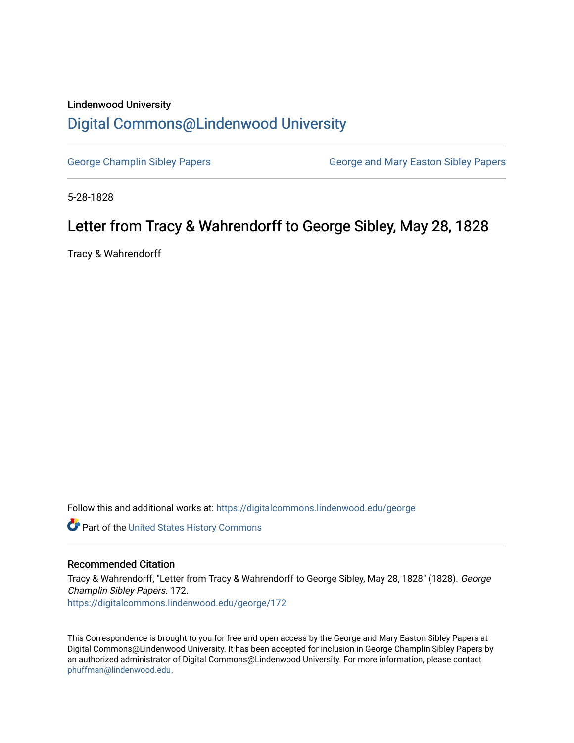Lindenwood University

# Digital Commons@Lindenwood University

George Champlin Sibley Papers | George and Mary Easton Sibley Papers

5-28-1828

## Letter from Tracy & Wahrendorff to George Sibley, May 28, 1828

Tracy & Wahrendorff

Follow this and additional works at: https://digitalcommons.lindenwood.edu/george

Part of the United States History Commons

### Recommended Citation

Tracy & Wahrendorff, "Letter from Tracy & Wahrendorff to George Sibley, May 28, 1828" (1828). *George Champlin Sibley Papers*. 172.
https://digitalcommons.lindenwood.edu/george/172

This Correspondence is brought to you for free and open access by the George and Mary Easton Sibley Papers at Digital Commons@Lindenwood University. It has been accepted for inclusion in George Champlin Sibley Papers by an authorized administrator of Digital Commons@Lindenwood University. For more information, please contact phuffman@lindenwood.edu.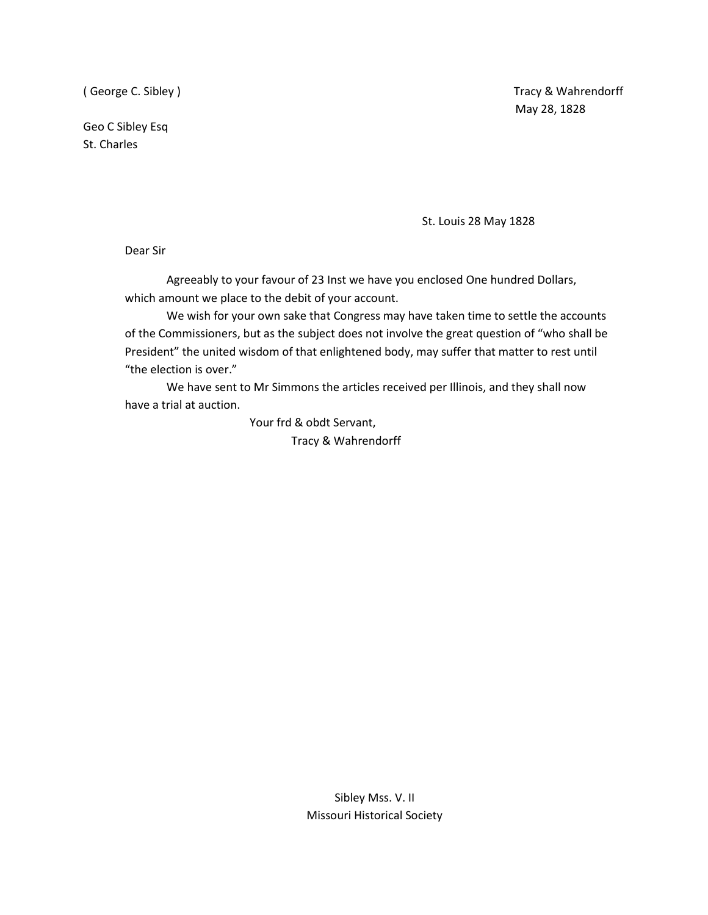( George C. Sibley ) Tracy & Wahrendorff

May 28, 1828

Geo C Sibley Esq
St. Charles

St. Louis 28 May 1828

Dear Sir

Agreeably to your favour of 23 Inst we have you enclosed One hundred Dollars, which amount we place to the debit of your account.

We wish for your own sake that Congress may have taken time to settle the accounts of the Commissioners, but as the subject does not involve the great question of "who shall be President" the united wisdom of that enlightened body, may suffer that matter to rest until "the election is over."

We have sent to Mr Simmons the articles received per Illinois, and they shall now have a trial at auction.

Your frd & obdt Servant,
Tracy & Wahrendorff

Sibley Mss. V. II
Missouri Historical Society